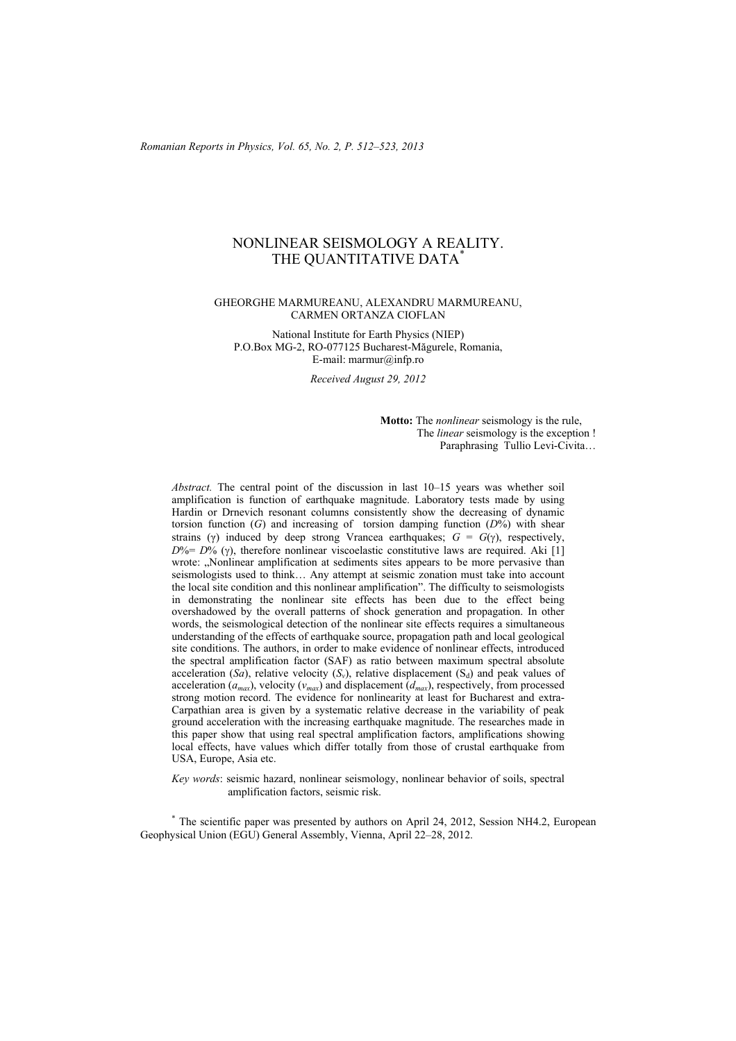# NONLINEAR SEISMOLOGY A REALITY. THE QUANTITATIVE DATA*

GHEORGHE MARMUREANU, ALEXANDRU MARMUREANU, CARMEN ORTANZA CIOFLAN

National Institute for Earth Physics (NIEP)
P.O.Box MG-2, RO-077125 Bucharest-Măgurele, Romania,
E-mail: marmur@infp.ro

*Received August 29, 2012*

> **Motto:** The *nonlinear* seismology is the rule,
> The *linear* seismology is the exception !
> Paraphrasing Tullio Levi-Civita…

*Abstract.* The central point of the discussion in last 10–15 years was whether soil amplification is function of earthquake magnitude. Laboratory tests made by using Hardin or Drnevich resonant columns consistently show the decreasing of dynamic torsion function ($G$) and increasing of torsion damping function ($D\%$) with shear strains ($\gamma$) induced by deep strong Vrancea earthquakes; $G = G(\gamma)$, respectively, $D\% = D\%(\gamma)$, therefore nonlinear viscoelastic constitutive laws are required. Aki [1] wrote: „Nonlinear amplification at sediments sites appears to be more pervasive than seismologists used to think… Any attempt at seismic zonation must take into account the local site condition and this nonlinear amplification". The difficulty to seismologists in demonstrating the nonlinear site effects has been due to the effect being overshadowed by the overall patterns of shock generation and propagation. In other words, the seismological detection of the nonlinear site effects requires a simultaneous understanding of the effects of earthquake source, propagation path and local geological site conditions. The authors, in order to make evidence of nonlinear effects, introduced the spectral amplification factor (SAF) as ratio between maximum spectral absolute acceleration ($Sa$), relative velocity ($S_v$), relative displacement ($S_d$) and peak values of acceleration ($a_{max}$), velocity ($v_{max}$) and displacement ($d_{max}$), respectively, from processed strong motion record. The evidence for nonlinearity at least for Bucharest and extra-Carpathian area is given by a systematic relative decrease in the variability of peak ground acceleration with the increasing earthquake magnitude. The researches made in this paper show that using real spectral amplification factors, amplifications showing local effects, have values which differ totally from those of crustal earthquake from USA, Europe, Asia etc.

*Key words*: seismic hazard, nonlinear seismology, nonlinear behavior of soils, spectral amplification factors, seismic risk.

* The scientific paper was presented by authors on April 24, 2012, Session NH4.2, European Geophysical Union (EGU) General Assembly, Vienna, April 22–28, 2012.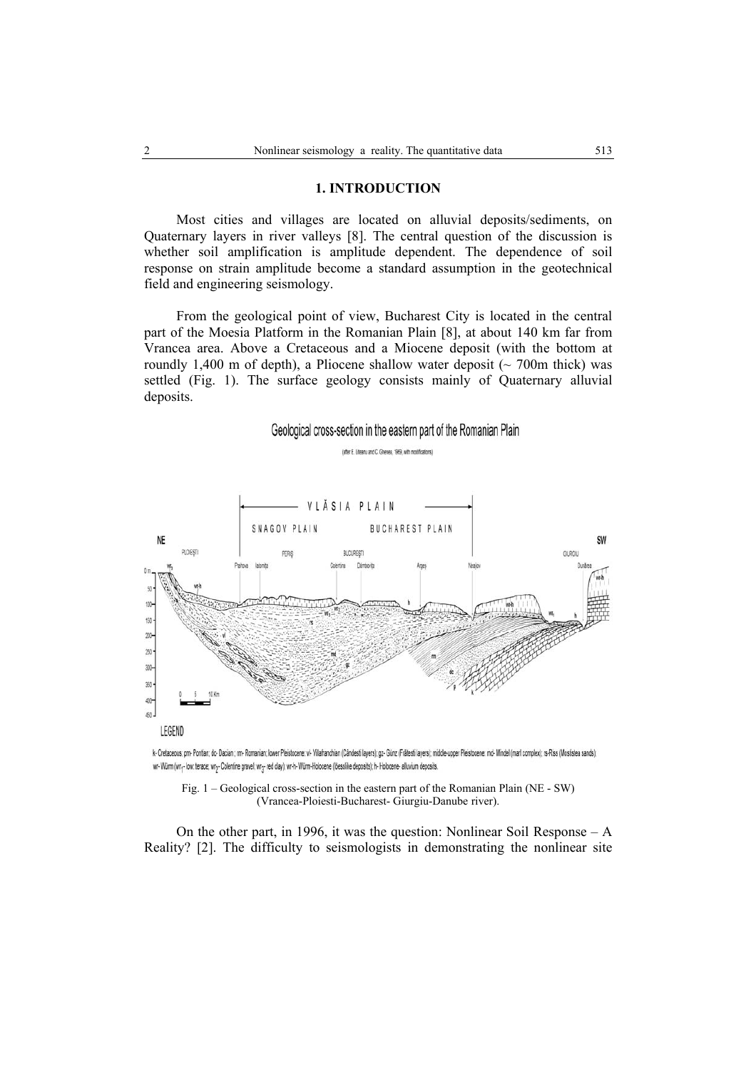# 1. INTRODUCTION

Most cities and villages are located on alluvial deposits/sediments, on Quaternary layers in river valleys [8]. The central question of the discussion is whether soil amplification is amplitude dependent. The dependence of soil response on strain amplitude become a standard assumption in the geotechnical field and engineering seismology.

From the geological point of view, Bucharest City is located in the central part of the Moesia Platform in the Romanian Plain [8], at about 140 km far from Vrancea area. Above a Cretaceous and a Miocene deposit (with the bottom at roundly 1,400 m of depth), a Pliocene shallow water deposit (~ 700m thick) was settled (Fig. 1). The surface geology consists mainly of Quaternary alluvial deposits.

Geological cross-section in the eastern part of the Romanian Plain

(after E. Liteanu and C. Ghenea, 1969, with modifications)

VLĂSIA PLAIN

SNAGOV PLAIN

BUCHAREST PLAIN

NE

SW

PLOIEŞTI

PERIŞ

BUCUREŞTI

GIURGIU

Prahova

Ialomita

Colentina

Dâmbovita

Argeş

Neajlov

Dunărea

0 m

50

100

150

200

250

300

350

400

450

0 5 10 Km

LEGEND

k- Cretaceous; pm- Pontian; dc- Dacian ; rm- Romanian; lower Pleistocene: vl- Villafranchian (Cândesti layers); gz- Günz (Frătesti layers); middle-upper Pleistocene: md- Mindel (marl complex); rs-Rss (Mostistea sands); wr- Würm (wr$_1$- low terace; wr$_2$- Colentine gravel; wr$_3$- red clay); wr-h- Würm-Holocene (loesslike deposits); h- Holocene- alluvium deposits.

Fig. 1 – Geological cross-section in the eastern part of the Romanian Plain (NE - SW) (Vrancea-Ploiesti-Bucharest- Giurgiu-Danube river).

On the other part, in 1996, it was the question: Nonlinear Soil Response – A Reality? [2]. The difficulty to seismologists in demonstrating the nonlinear site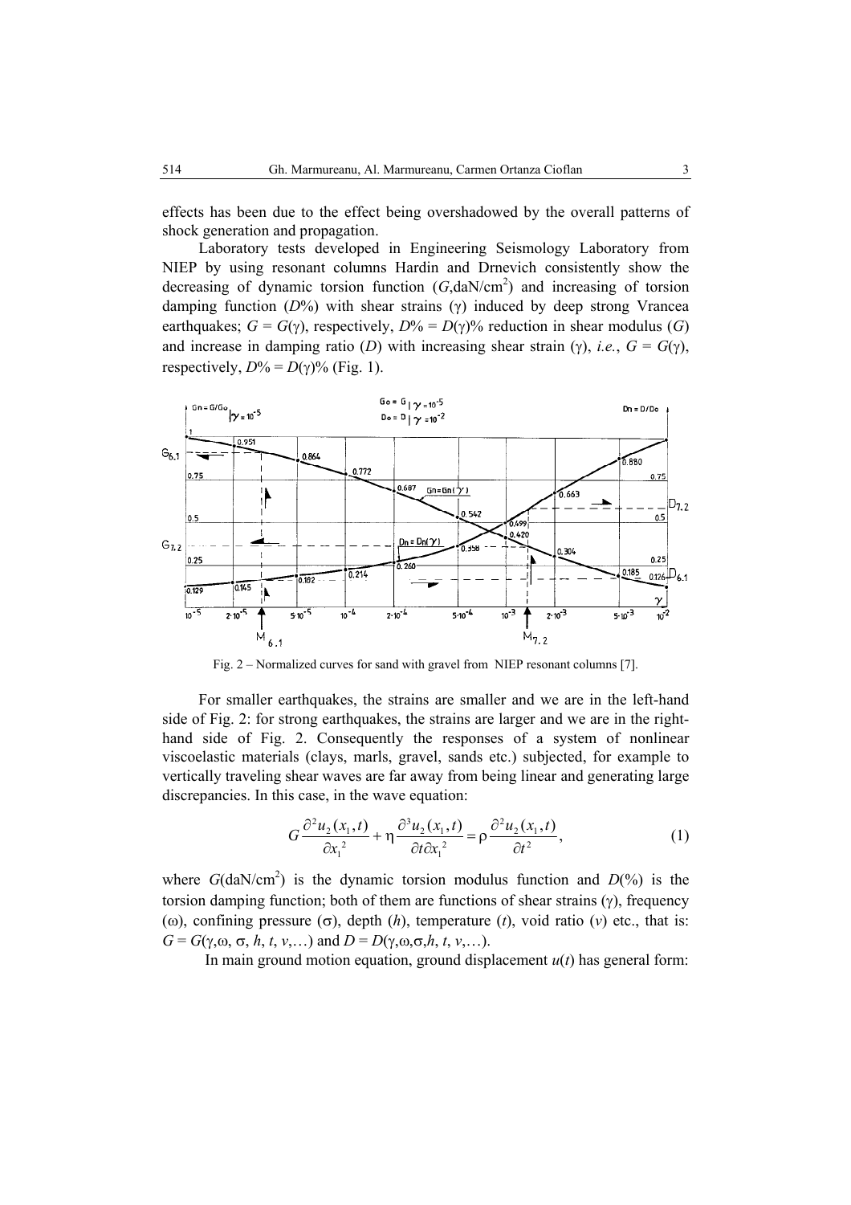effects has been due to the effect being overshadowed by the overall patterns of shock generation and propagation.

Laboratory tests developed in Engineering Seismology Laboratory from NIEP by using resonant columns Hardin and Drnevich consistently show the decreasing of dynamic torsion function ($G$,daN/cm$^2$) and increasing of torsion damping function ($D$%) with shear strains ($\gamma$) induced by deep strong Vrancea earthquakes; $G = G(\gamma)$, respectively, $D\% = D(\gamma)\%$ reduction in shear modulus ($G$) and increase in damping ratio ($D$) with increasing shear strain ($\gamma$), *i.e.*, $G = G(\gamma)$, respectively, $D\% = D(\gamma)\%$ (Fig. 1).

Gn = G/Go |γ = 10^-5

Go = G | γ = 10^-5
Do = D | γ = 10^-2

Dn = D/Do

G6.1
G7.2
D7.2
D6.1

1
0.951
0.864
0.772
0.687
Gn=Gn(γ)
0.542
0.499
0.420
0.304
0.185
0.126

0.129
0.145
0.182
0.214
0.260
0.358
Dn = Dn(γ)
0.663
0.880

0.75
0.5
0.25

γ

10^-5   2·10^-5   5·10^-5   10^-4   2·10^-4   5·10^-4   10^-3   2·10^-3   5·10^-3   10^-2

M 6.1
M 7.2

Fig. 2 – Normalized curves for sand with gravel from NIEP resonant columns [7].

For smaller earthquakes, the strains are smaller and we are in the left-hand side of Fig. 2: for strong earthquakes, the strains are larger and we are in the right-hand side of Fig. 2. Consequently the responses of a system of nonlinear viscoelastic materials (clays, marls, gravel, sands etc.) subjected, for example to vertically traveling shear waves are far away from being linear and generating large discrepancies. In this case, in the wave equation:

$$G\frac{\partial^2 u_2(x_1,t)}{\partial x_1^{\,2}} + \eta\frac{\partial^3 u_2(x_1,t)}{\partial t \partial x_1^{\,2}} = \rho\frac{\partial^2 u_2(x_1,t)}{\partial t^2}, \tag{1}$$

where $G$(daN/cm$^2$) is the dynamic torsion modulus function and $D$(%) is the torsion damping function; both of them are functions of shear strains ($\gamma$), frequency ($\omega$), confining pressure ($\sigma$), depth ($h$), temperature ($t$), void ratio ($v$) etc., that is: $G = G(\gamma,\omega,\sigma,h,t,v,\ldots)$ and $D = D(\gamma,\omega,\sigma,h,t,v,\ldots)$.

In main ground motion equation, ground displacement $u(t)$ has general form: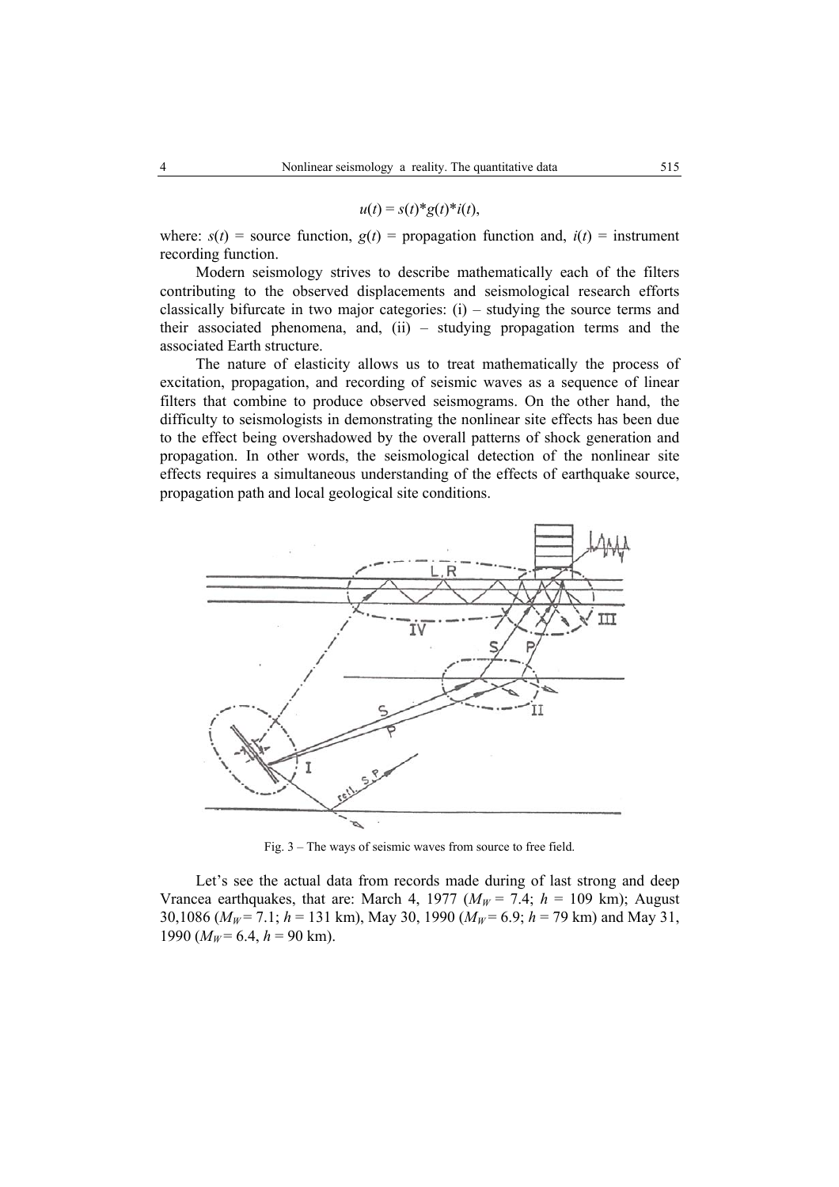$$u(t) = s(t)*g(t)*i(t),$$

where: $s(t)$ = source function, $g(t)$ = propagation function and, $i(t)$ = instrument recording function.

Modern seismology strives to describe mathematically each of the filters contributing to the observed displacements and seismological research efforts classically bifurcate in two major categories: (i) – studying the source terms and their associated phenomena, and, (ii) – studying propagation terms and the associated Earth structure.

The nature of elasticity allows us to treat mathematically the process of excitation, propagation, and recording of seismic waves as a sequence of linear filters that combine to produce observed seismograms. On the other hand, the difficulty to seismologists in demonstrating the nonlinear site effects has been due to the effect being overshadowed by the overall patterns of shock generation and propagation. In other words, the seismological detection of the nonlinear site effects requires a simultaneous understanding of the effects of earthquake source, propagation path and local geological site conditions.

L, R
IV
III
S
P
II
S
P
I
refl. S, P

Fig. 3 – The ways of seismic waves from source to free field.

Let's see the actual data from records made during of last strong and deep Vrancea earthquakes, that are: March 4, 1977 ($M_W$ = 7.4; $h$ = 109 km); August 30,1086 ($M_W$ = 7.1; $h$ = 131 km), May 30, 1990 ($M_W$ = 6.9; $h$ = 79 km) and May 31, 1990 ($M_W$ = 6.4, $h$ = 90 km).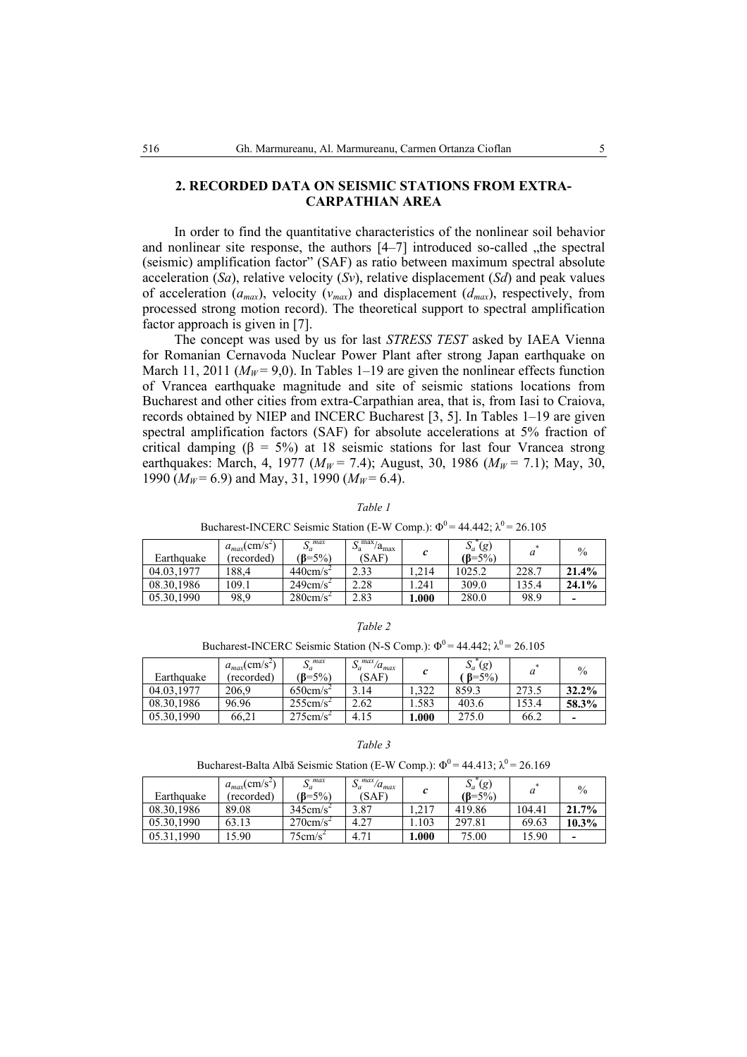## 2. RECORDED DATA ON SEISMIC STATIONS FROM EXTRA-CARPATHIAN AREA

In order to find the quantitative characteristics of the nonlinear soil behavior and nonlinear site response, the authors [4–7] introduced so-called „the spectral (seismic) amplification factor" (SAF) as ratio between maximum spectral absolute acceleration (*Sa*), relative velocity (*Sv*), relative displacement (*Sd*) and peak values of acceleration ($a_{max}$), velocity ($v_{max}$) and displacement ($d_{max}$), respectively, from processed strong motion record). The theoretical support to spectral amplification factor approach is given in [7].

The concept was used by us for last *STRESS TEST* asked by IAEA Vienna for Romanian Cernavoda Nuclear Power Plant after strong Japan earthquake on March 11, 2011 ($M_W$ = 9,0). In Tables 1–19 are given the nonlinear effects function of Vrancea earthquake magnitude and site of seismic stations locations from Bucharest and other cities from extra-Carpathian area, that is, from Iasi to Craiova, records obtained by NIEP and INCERC Bucharest [3, 5]. In Tables 1–19 are given spectral amplification factors (SAF) for absolute accelerations at 5% fraction of critical damping (β = 5%) at 18 seismic stations for last four Vrancea strong earthquakes: March, 4, 1977 ($M_W$ = 7.4); August, 30, 1986 ($M_W$ = 7.1); May, 30, 1990 ($M_W$ = 6.9) and May, 31, 1990 ($M_W$ = 6.4).

*Table 1*

Bucharest-INCERC Seismic Station (E-W Comp.): $\Phi^0 = 44.442$; $\lambda^0 = 26.105$

| Earthquake | $a_{max}$(cm/s$^2$) (recorded) | $S_a^{max}$ (β=5%) | $S_a^{max}/a_{max}$ (SAF) | $c$ | $S_a^*(g)$ (β=5%) | $a^*$ | % |
|---|---|---|---|---|---|---|---|
| 04.03,1977 | 188,4 | 440cm/s$^2$ | 2.33 | 1,214 | 1025.2 | 228.7 | **21.4%** |
| 08.30,1986 | 109.1 | 249cm/s$^2$ | 2.28 | 1.241 | 309.0 | 135.4 | **24.1%** |
| 05.30,1990 | 98,9 | 280cm/s$^2$ | 2.83 | **1.000** | 280.0 | 98.9 | **-** |

*Table 2*

Bucharest-INCERC Seismic Station (N-S Comp.): $\Phi^0 = 44.442$; $\lambda^0 = 26.105$

| Earthquake | $a_{max}$(cm/s$^2$) (recorded) | $S_a^{max}$ (β=5%) | $S_a^{max}/a_{max}$ (SAF) | $c$ | $S_a^*(g)$ ( β=5%) | $a^*$ | % |
|---|---|---|---|---|---|---|---|
| 04.03,1977 | 206,9 | 650cm/s$^2$ | 3.14 | 1,322 | 859.3 | 273.5 | **32.2%** |
| 08.30,1986 | 96.96 | 255cm/s$^2$ | 2.62 | 1.583 | 403.6 | 153.4 | **58.3%** |
| 05.30,1990 | 66,21 | 275cm/s$^2$ | 4.15 | **1.000** | 275.0 | 66.2 | **-** |

*Table 3*

Bucharest-Balta Albă Seismic Station (E-W Comp.): $\Phi^0 = 44.413$; $\lambda^0 = 26.169$

| Earthquake | $a_{max}$(cm/s$^2$) (recorded) | $S_a^{max}$ (β=5%) | $S_a^{max}/a_{max}$ (SAF) | $c$ | $S_a^*(g)$ (β=5%) | $a^*$ | % |
|---|---|---|---|---|---|---|---|
| 08.30,1986 | 89.08 | 345cm/s$^2$ | 3.87 | 1,217 | 419.86 | 104.41 | **21.7%** |
| 05.30,1990 | 63.13 | 270cm/s$^2$ | 4.27 | 1.103 | 297.81 | 69.63 | **10.3%** |
| 05.31,1990 | 15.90 | 75cm/s$^2$ | 4.71 | **1.000** | 75.00 | 15.90 | **-** |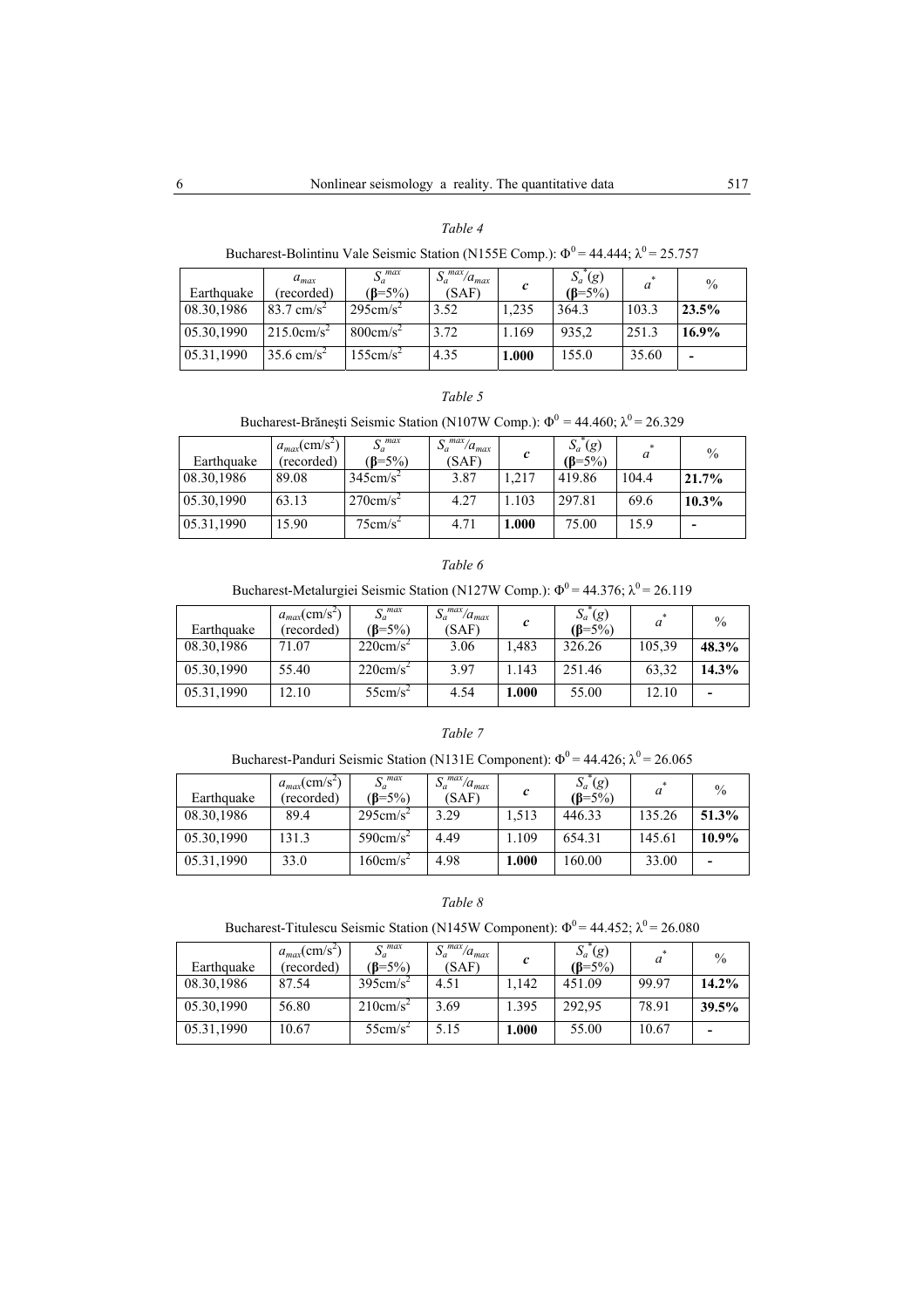*Table 4*

Bucharest-Bolintinu Vale Seismic Station (N155E Comp.): $\Phi^0 = 44.444$; $\lambda^0 = 25.757$

| Earthquake | $a_{max}$ (recorded) | $S_a^{max}$ ($\beta$=5%) | $S_a^{max}/a_{max}$ (SAF) | $c$ | $S_a^*(g)$ ($\beta$=5%) | $a^*$ | % |
|---|---|---|---|---|---|---|---|
| 08.30,1986 | 83.7 cm/s$^2$ | 295cm/s$^2$ | 3.52 | 1,235 | 364.3 | 103.3 | **23.5%** |
| 05.30,1990 | 215.0cm/s$^2$ | 800cm/s$^2$ | 3.72 | 1.169 | 935,2 | 251.3 | **16.9%** |
| 05.31,1990 | 35.6 cm/s$^2$ | 155cm/s$^2$ | 4.35 | **1.000** | 155.0 | 35.60 | **-** |

*Table 5*

Bucharest-Brăneşti Seismic Station (N107W Comp.): $\Phi^0 = 44.460$; $\lambda^0 = 26.329$

| Earthquake | $a_{max}$(cm/s$^2$) (recorded) | $S_a^{max}$ ($\beta$=5%) | $S_a^{max}/a_{max}$ (SAF) | $c$ | $S_a^*(g)$ ($\beta$=5%) | $a^*$ | % |
|---|---|---|---|---|---|---|---|
| 08.30,1986 | 89.08 | 345cm/s$^2$ | 3.87 | 1,217 | 419.86 | 104.4 | **21.7%** |
| 05.30,1990 | 63.13 | 270cm/s$^2$ | 4.27 | 1.103 | 297.81 | 69.6 | **10.3%** |
| 05.31,1990 | 15.90 | 75cm/s$^2$ | 4.71 | **1.000** | 75.00 | 15.9 | **-** |

*Table 6*

Bucharest-Metalurgiei Seismic Station (N127W Comp.): $\Phi^0 = 44.376$; $\lambda^0 = 26.119$

| Earthquake | $a_{max}$(cm/s$^2$) (recorded) | $S_a^{max}$ ($\beta$=5%) | $S_a^{max}/a_{max}$ (SAF) | $c$ | $S_a^*(g)$ ($\beta$=5%) | $a^*$ | % |
|---|---|---|---|---|---|---|---|
| 08.30,1986 | 71.07 | 220cm/s$^2$ | 3.06 | 1,483 | 326.26 | 105,39 | **48.3%** |
| 05.30,1990 | 55.40 | 220cm/s$^2$ | 3.97 | 1.143 | 251.46 | 63,32 | **14.3%** |
| 05.31,1990 | 12.10 | 55cm/s$^2$ | 4.54 | **1.000** | 55.00 | 12.10 | **-** |

*Table 7*

Bucharest-Panduri Seismic Station (N131E Component): $\Phi^0 = 44.426$; $\lambda^0 = 26.065$

| Earthquake | $a_{max}$(cm/s$^2$) (recorded) | $S_a^{max}$ ($\beta$=5%) | $S_a^{max}/a_{max}$ (SAF) | $c$ | $S_a^*(g)$ ($\beta$=5%) | $a^*$ | % |
|---|---|---|---|---|---|---|---|
| 08.30,1986 | 89.4 | 295cm/s$^2$ | 3.29 | 1,513 | 446.33 | 135.26 | **51.3%** |
| 05.30,1990 | 131.3 | 590cm/s$^2$ | 4.49 | 1.109 | 654.31 | 145.61 | **10.9%** |
| 05.31,1990 | 33.0 | 160cm/s$^2$ | 4.98 | **1.000** | 160.00 | 33.00 | **-** |

*Table 8*

Bucharest-Titulescu Seismic Station (N145W Component): $\Phi^0 = 44.452$; $\lambda^0 = 26.080$

| Earthquake | $a_{max}$(cm/s$^2$) (recorded) | $S_a^{max}$ ($\beta$=5%) | $S_a^{max}/a_{max}$ (SAF) | $c$ | $S_a^*(g)$ ($\beta$=5%) | $a^*$ | % |
|---|---|---|---|---|---|---|---|
| 08.30,1986 | 87.54 | 395cm/s$^2$ | 4.51 | 1,142 | 451.09 | 99.97 | **14.2%** |
| 05.30,1990 | 56.80 | 210cm/s$^2$ | 3.69 | 1.395 | 292,95 | 78.91 | **39.5%** |
| 05.31,1990 | 10.67 | 55cm/s$^2$ | 5.15 | **1.000** | 55.00 | 10.67 | **-** |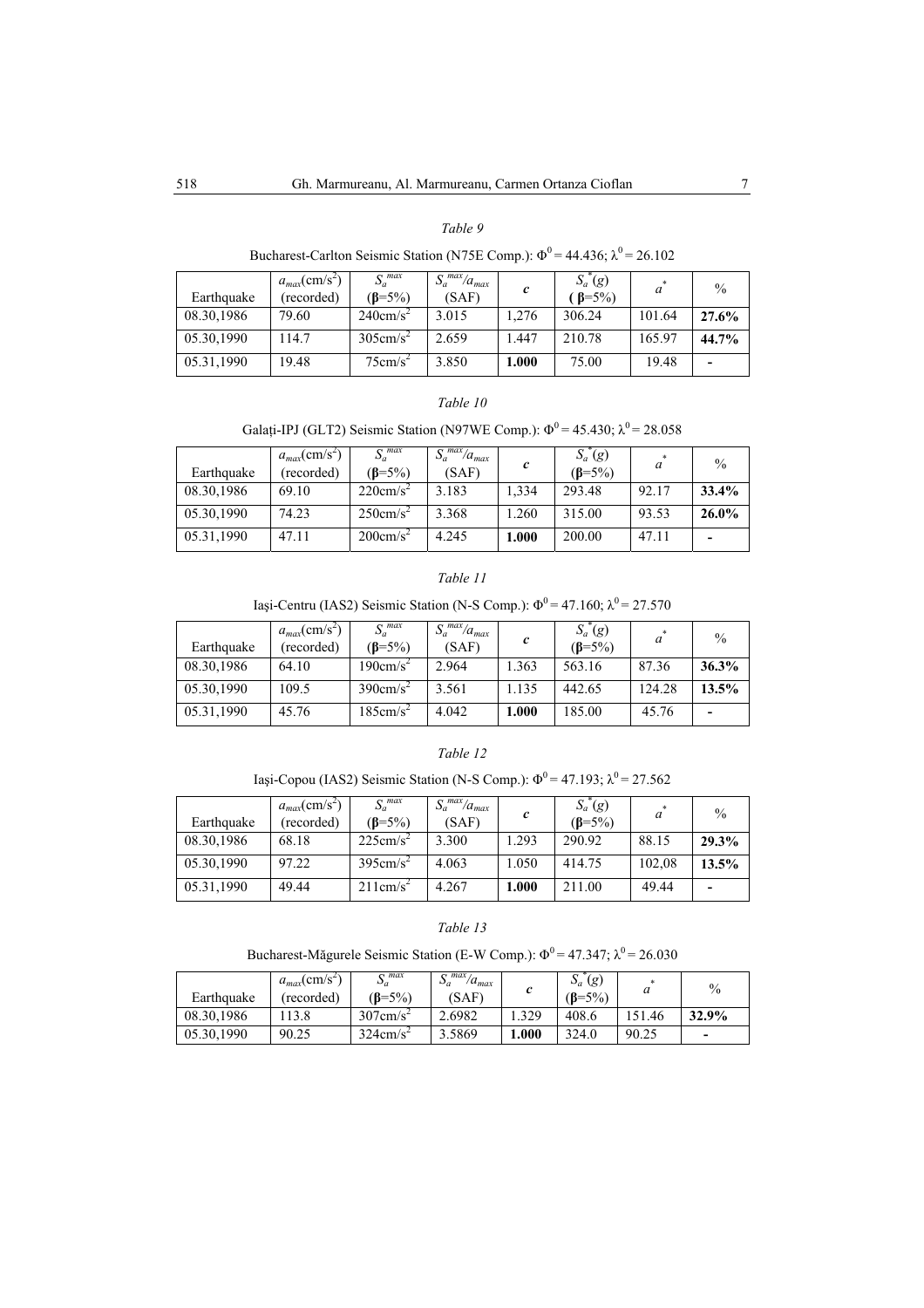*Table 9*

Bucharest-Carlton Seismic Station (N75E Comp.): $\Phi^0 = 44.436$; $\lambda^0 = 26.102$

| Earthquake | $a_{max}$(cm/s$^2$) (recorded) | $S_a^{max}$ ($\beta$=5%) | $S_a^{max}/a_{max}$ (SAF) | $c$ | $S_a^*(g)$ ($\beta$=5%) | $a^*$ | % |
|---|---|---|---|---|---|---|---|
| 08.30,1986 | 79.60 | 240cm/s$^2$ | 3.015 | 1,276 | 306.24 | 101.64 | **27.6%** |
| 05.30,1990 | 114.7 | 305cm/s$^2$ | 2.659 | 1.447 | 210.78 | 165.97 | **44.7%** |
| 05.31,1990 | 19.48 | 75cm/s$^2$ | 3.850 | **1.000** | 75.00 | 19.48 | **-** |

*Table 10*

Galați-IPJ (GLT2) Seismic Station (N97WE Comp.): $\Phi^0 = 45.430$; $\lambda^0 = 28.058$

| Earthquake | $a_{max}$(cm/s$^2$) (recorded) | $S_a^{max}$ ($\beta$=5%) | $S_a^{max}/a_{max}$ (SAF) | $c$ | $S_a^*(g)$ ($\beta$=5%) | $a^*$ | % |
|---|---|---|---|---|---|---|---|
| 08.30,1986 | 69.10 | 220cm/s$^2$ | 3.183 | 1,334 | 293.48 | 92.17 | **33.4%** |
| 05.30,1990 | 74.23 | 250cm/s$^2$ | 3.368 | 1.260 | 315.00 | 93.53 | **26.0%** |
| 05.31,1990 | 47.11 | 200cm/s$^2$ | 4.245 | **1.000** | 200.00 | 47.11 | **-** |

*Table 11*

Iaşi-Centru (IAS2) Seismic Station (N-S Comp.): $\Phi^0 = 47.160$; $\lambda^0 = 27.570$

| Earthquake | $a_{max}$(cm/s$^2$) (recorded) | $S_a^{max}$ ($\beta$=5%) | $S_a^{max}/a_{max}$ (SAF) | $c$ | $S_a^*(g)$ ($\beta$=5%) | $a^*$ | % |
|---|---|---|---|---|---|---|---|
| 08.30,1986 | 64.10 | 190cm/s$^2$ | 2.964 | 1.363 | 563.16 | 87.36 | **36.3%** |
| 05.30,1990 | 109.5 | 390cm/s$^2$ | 3.561 | 1.135 | 442.65 | 124.28 | **13.5%** |
| 05.31,1990 | 45.76 | 185cm/s$^2$ | 4.042 | **1.000** | 185.00 | 45.76 | **-** |

*Table 12*

Iaşi-Copou (IAS2) Seismic Station (N-S Comp.): $\Phi^0 = 47.193$; $\lambda^0 = 27.562$

| Earthquake | $a_{max}$(cm/s$^2$) (recorded) | $S_a^{max}$ ($\beta$=5%) | $S_a^{max}/a_{max}$ (SAF) | $c$ | $S_a^*(g)$ ($\beta$=5%) | $a^*$ | % |
|---|---|---|---|---|---|---|---|
| 08.30,1986 | 68.18 | 225cm/s$^2$ | 3.300 | 1.293 | 290.92 | 88.15 | **29.3%** |
| 05.30,1990 | 97.22 | 395cm/s$^2$ | 4.063 | 1.050 | 414.75 | 102,08 | **13.5%** |
| 05.31,1990 | 49.44 | 211cm/s$^2$ | 4.267 | **1.000** | 211.00 | 49.44 | **-** |

*Table 13*

Bucharest-Măgurele Seismic Station (E-W Comp.): $\Phi^0 = 47.347$; $\lambda^0 = 26.030$

| Earthquake | $a_{max}$(cm/s$^2$) (recorded) | $S_a^{max}$ ($\beta$=5%) | $S_a^{max}/a_{max}$ (SAF) | $c$ | $S_a^*(g)$ ($\beta$=5%) | $a^*$ | % |
|---|---|---|---|---|---|---|---|
| 08.30,1986 | 113.8 | 307cm/s$^2$ | 2.6982 | 1.329 | 408.6 | 151.46 | **32.9%** |
| 05.30,1990 | 90.25 | 324cm/s$^2$ | 3.5869 | **1.000** | 324.0 | 90.25 | **-** |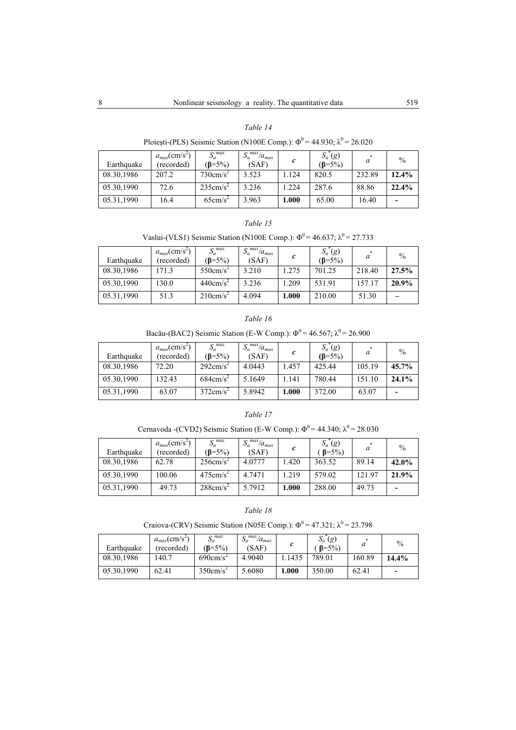*Table 14*

Ploieşti-(PLS) Seismic Station (N100E Comp.): $\Phi^0 = 44.930$; $\lambda^0 = 26.020$

| Earthquake | $a_{max}$(cm/s$^2$) (recorded) | $S_a^{max}$ ($\beta$=5%) | $S_a^{max}/a_{max}$ (SAF) | $c$ | $S_a^*(g)$ ($\beta$=5%) | $a^*$ | % |
|---|---|---|---|---|---|---|---|
| 08.30,1986 | 207.2 | 730cm/s$^2$ | 3.523 | 1.124 | 820.5 | 232.89 | **12.4%** |
| 05.30,1990 | 72.6 | 235cm/s$^2$ | 3.236 | 1.224 | 287.6 | 88.86 | **22.4%** |
| 05.31,1990 | 16.4 | 65cm/s$^2$ | 3.963 | **1.000** | 65.00 | 16.40 | **-** |

*Table 15*

Vaslui-(VLS1) Seismic Station (N100E Comp.): $\Phi^0 = 46.637$; $\lambda^0 = 27.733$

| Earthquake | $a_{max}$(cm/s$^2$) (recorded) | $S_a^{max}$ ($\beta$=5%) | $S_a^{max}/a_{max}$ (SAF) | $c$ | $S_a^*(g)$ ($\beta$=5%) | $a^*$ | % |
|---|---|---|---|---|---|---|---|
| 08.30,1986 | 171.3 | 550cm/s$^2$ | 3.210 | 1.275 | 701.25 | 218.40 | **27.5%** |
| 05.30,1990 | 130.0 | 440cm/s$^2$ | 3.236 | 1.209 | 531.91 | 157.17 | **20.9%** |
| 05.31,1990 | 51.3 | 210cm/s$^2$ | 4.094 | **1.000** | 210.00 | 51.30 | – |

*Table 16*

Bacău-(BAC2) Seismic Station (E-W Comp.): $\Phi^0 = 46.567$; $\lambda^0 = 26.900$

| Earthquake | $a_{max}$(cm/s$^2$) (recorded) | $S_a^{max}$ ($\beta$=5%) | $S_a^{max}/a_{max}$ (SAF) | $c$ | $S_a^*(g)$ ($\beta$=5%) | $a^*$ | % |
|---|---|---|---|---|---|---|---|
| 08.30,1986 | 72.20 | 292cm/s$^2$ | 4.0443 | 1.457 | 425.44 | 105.19 | **45.7%** |
| 05.30,1990 | 132.43 | 684cm/s$^2$ | 5.1649 | 1.141 | 780.44 | 151.10 | **24.1%** |
| 05.31,1990 | 63.07 | 372cm/s$^2$ | 5.8942 | **1.000** | 372.00 | 63.07 | **-** |

*Table 17*

Cernavoda -(CVD2) Seismic Station (E-W Comp.): $\Phi^0 = 44.340$; $\lambda^0 = 28.030$

| Earthquake | $a_{max}$(cm/s$^2$) (recorded) | $S_a^{max}$ ($\beta$=5%) | $S_a^{max}/a_{max}$ (SAF) | $c$ | $S_a^*(g)$ ($\beta$=5%) | $a^*$ | % |
|---|---|---|---|---|---|---|---|
| 08.30,1986 | 62.78 | 256cm/s$^2$ | 4.0777 | 1.420 | 363.52 | 89.14 | **42.0%** |
| 05.30,1990 | 100.06 | 475cm/s$^2$ | 4.7471 | 1.219 | 579.02 | 121.97 | **21.9%** |
| 05.31,1990 | 49.73 | 288cm/s$^2$ | 5.7912 | **1.000** | 288.00 | 49.73 | **-** |

*Table 18*

Craiova-(CRV) Seismic Station (N05E Comp.): $\Phi^0 = 47.321$; $\lambda^0 = 23.798$

| Earthquake | $a_{max}$(cm/s$^2$) (recorded) | $S_a^{max}$ ($\beta$=5%) | $S_a^{max}/a_{max}$ (SAF) | $c$ | $S_a^*(g)$ ($\beta$=5%) | $a^*$ | % |
|---|---|---|---|---|---|---|---|
| 08.30,1986 | 140.7 | 690cm/s$^2$ | 4.9040 | 1.1435 | 789.01 | 160.89 | **14.4%** |
| 05.30,1990 | 62.41 | 350cm/s$^2$ | 5.6080 | **1.000** | 350.00 | 62.41 | **-** |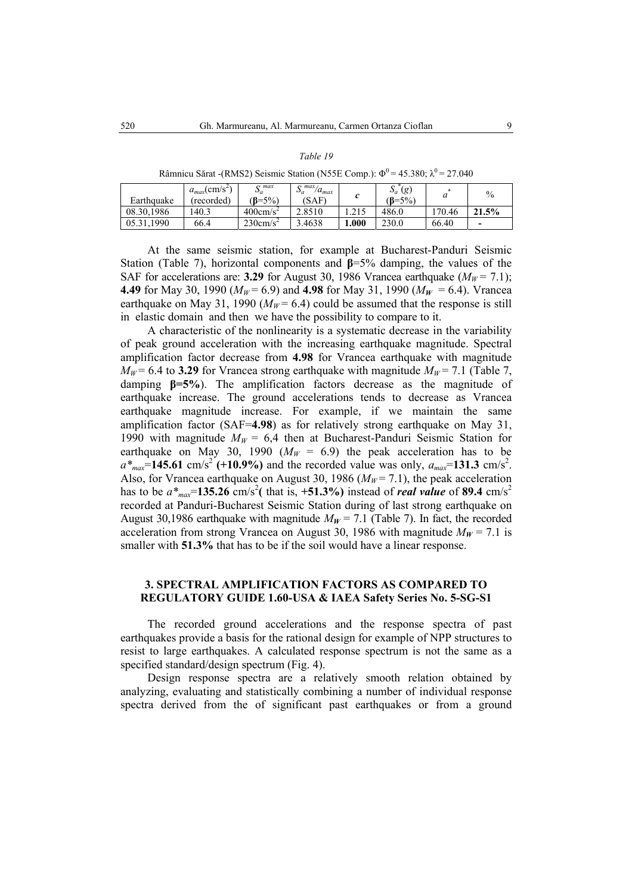*Table 19*

Râmnicu Sărat -(RMS2) Seismic Station (N55E Comp.): $\Phi^0 = 45.380$; $\lambda^0 = 27.040$

| Earthquake | $a_{max}$(cm/s$^2$) (recorded) | $S_a^{max}$ ($\beta$=5%) | $S_a^{max}/a_{max}$ (SAF) | $c$ | $S_a^*(g)$ ($\beta$=5%) | $a^*$ | % |
|---|---|---|---|---|---|---|---|
| 08.30,1986 | 140.3 | 400cm/s$^2$ | 2.8510 | 1.215 | 486.0 | 170.46 | **21.5%** |
| 05.31,1990 | 66.4 | 230cm/s$^2$ | 3.4638 | **1.000** | 230.0 | 66.40 | - |

At the same seismic station, for example at Bucharest-Panduri Seismic Station (Table 7), horizontal components and **β**=5% damping, the values of the SAF for accelerations are: **3.29** for August 30, 1986 Vrancea earthquake ($M_W = 7.1$); **4.49** for May 30, 1990 ($M_W = 6.9$) and **4.98** for May 31, 1990 ($M_W = 6.4$). Vrancea earthquake on May 31, 1990 ($M_W = 6.4$) could be assumed that the response is still in elastic domain and then we have the possibility to compare to it.

A characteristic of the nonlinearity is a systematic decrease in the variability of peak ground acceleration with the increasing earthquake magnitude. Spectral amplification factor decrease from **4.98** for Vrancea earthquake with magnitude $M_W = 6.4$ to **3.29** for Vrancea strong earthquake with magnitude $M_W = 7.1$ (Table 7, damping **β=5%**). The amplification factors decrease as the magnitude of earthquake increase. The ground accelerations tends to decrease as Vrancea earthquake magnitude increase. For example, if we maintain the same amplification factor (SAF=**4.98**) as for relatively strong earthquake on May 31, 1990 with magnitude $M_W = 6{,}4$ then at Bucharest-Panduri Seismic Station for earthquake on May 30, 1990 ($M_W = 6.9$) the peak acceleration has to be $a^*_{max}$=**145.61** cm/s$^2$ **(+10.9%)** and the recorded value was only, $a_{max}$=**131.3** cm/s$^2$. Also, for Vrancea earthquake on August 30, 1986 ($M_W = 7.1$), the peak acceleration has to be $a^*_{max}$=**135.26** cm/s$^2$**(** that is, **+51.3%)** instead of ***real value*** of **89.4** cm/s$^2$ recorded at Panduri-Bucharest Seismic Station during of last strong earthquake on August 30,1986 earthquake with magnitude $M_W = 7.1$ (Table 7). In fact, the recorded acceleration from strong Vrancea on August 30, 1986 with magnitude $M_W = 7.1$ is smaller with **51.3%** that has to be if the soil would have a linear response.

## 3. SPECTRAL AMPLIFICATION FACTORS AS COMPARED TO REGULATORY GUIDE 1.60-USA & IAEA Safety Series No. 5-SG-S1

The recorded ground accelerations and the response spectra of past earthquakes provide a basis for the rational design for example of NPP structures to resist to large earthquakes. A calculated response spectrum is not the same as a specified standard/design spectrum (Fig. 4).

Design response spectra are a relatively smooth relation obtained by analyzing, evaluating and statistically combining a number of individual response spectra derived from the of significant past earthquakes or from a ground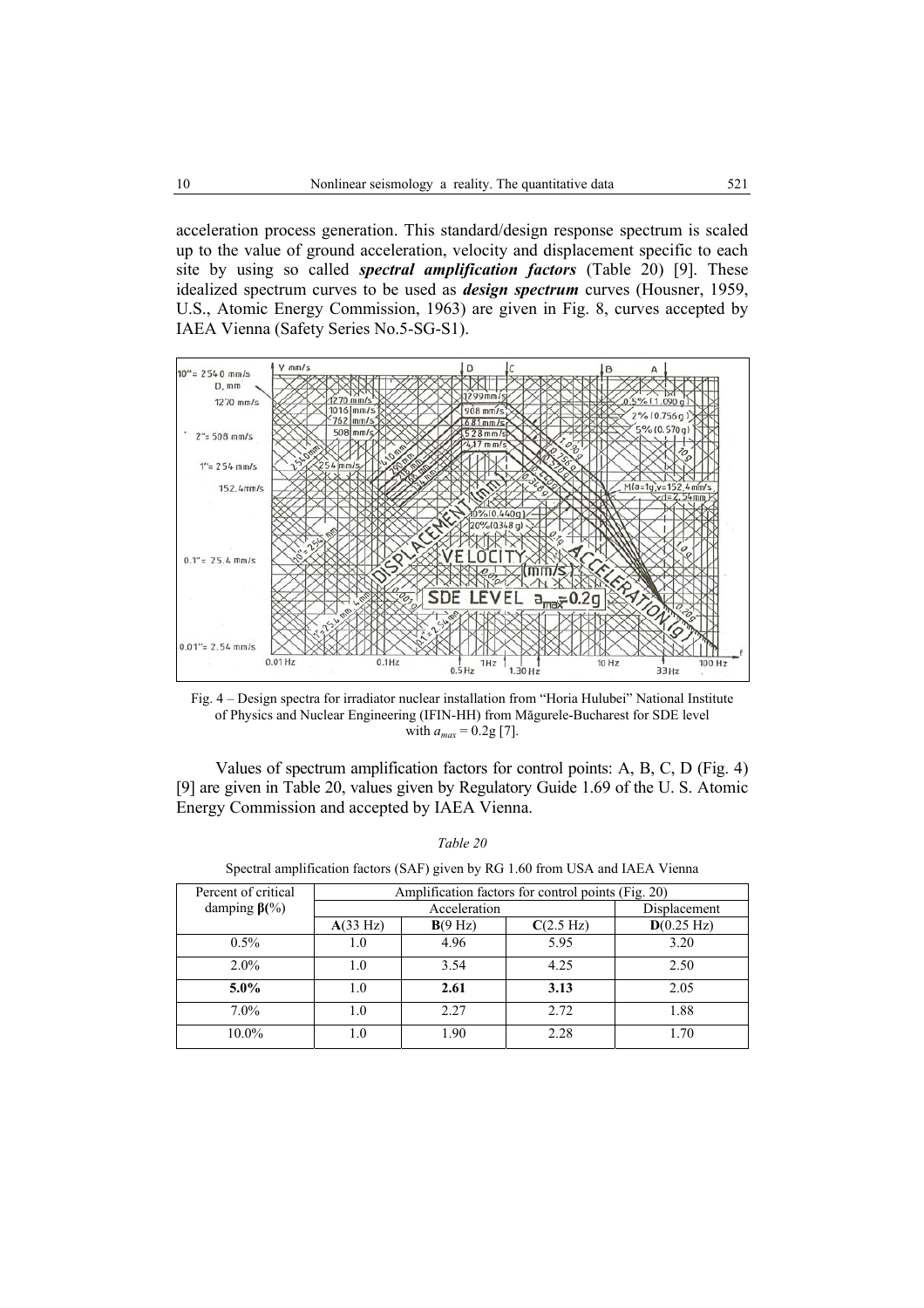acceleration process generation. This standard/design response spectrum is scaled up to the value of ground acceleration, velocity and displacement specific to each site by using so called ***spectral amplification factors*** (Table 20) [9]. These idealized spectrum curves to be used as ***design spectrum*** curves (Housner, 1959, U.S., Atomic Energy Commission, 1963) are given in Fig. 8, curves accepted by IAEA Vienna (Safety Series No.5-SG-S1).

V mm/s
10"= 2540 mm/s
D, mm
1270 mm/s
2"= 508 mm/s
1"= 254 mm/s
152.4mm/s
0.1"= 25.4 mm/s
0.01"= 2.54 mm/s
1270 mm/s
1016 mm/s
762 mm/s
508 mm/s
254 mm/s
1299mm/s
908 mm/s
681mm/s
528mm/s
417 mm/s
D
C
B
A
0.5% (1.090g)
2% (0.756g)
5% (0.570g)
10% (0.440g)
20% (0.348g)
M(a=1g,v=152.4mm/s
d=2.54mm)
DISPLACEMENT (mm)
VELOCITY (mm/s)
ACCELERATION (g)
SDE LEVEL $a_{max}$=0.2g
0.01 Hz
0.1Hz
0.5 Hz
1Hz
1.30 Hz
10 Hz
33Hz
100 Hz
f

Fig. 4 – Design spectra for irradiator nuclear installation from "Horia Hulubei" National Institute of Physics and Nuclear Engineering (IFIN-HH) from Măgurele-Bucharest for SDE level with $a_{max}$ = 0.2g [7].

Values of spectrum amplification factors for control points: A, B, C, D (Fig. 4) [9] are given in Table 20, values given by Regulatory Guide 1.69 of the U. S. Atomic Energy Commission and accepted by IAEA Vienna.

*Table 20*

Spectral amplification factors (SAF) given by RG 1.60 from USA and IAEA Vienna

| Percent of critical damping $\beta$(%) | Amplification factors for control points (Fig. 20) | | | |
|---|---|---|---|---|
| | Acceleration | | | Displacement |
| | **A**(33 Hz) | **B**(9 Hz) | **C**(2.5 Hz) | **D**(0.25 Hz) |
| 0.5% | 1.0 | 4.96 | 5.95 | 3.20 |
| 2.0% | 1.0 | 3.54 | 4.25 | 2.50 |
| **5.0%** | 1.0 | **2.61** | **3.13** | 2.05 |
| 7.0% | 1.0 | 2.27 | 2.72 | 1.88 |
| 10.0% | 1.0 | 1.90 | 2.28 | 1.70 |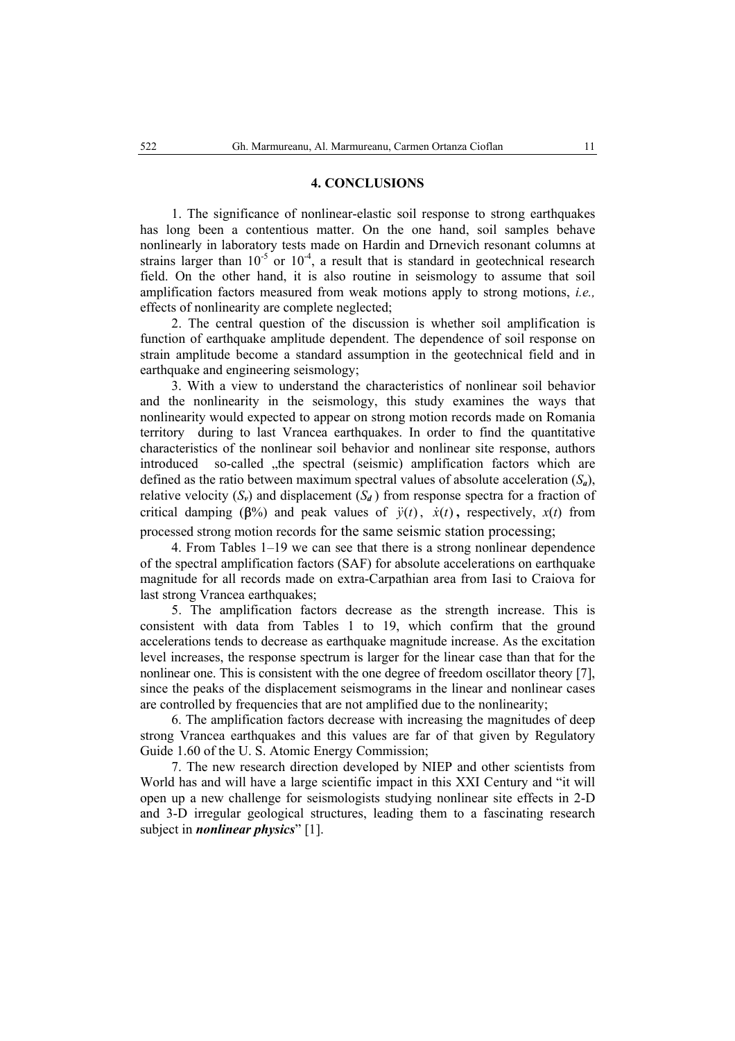## 4. CONCLUSIONS

1. The significance of nonlinear-elastic soil response to strong earthquakes has long been a contentious matter. On the one hand, soil samples behave nonlinearly in laboratory tests made on Hardin and Drnevich resonant columns at strains larger than $10^{-5}$ or $10^{-4}$, a result that is standard in geotechnical research field. On the other hand, it is also routine in seismology to assume that soil amplification factors measured from weak motions apply to strong motions, *i.e.,* effects of nonlinearity are complete neglected;

2. The central question of the discussion is whether soil amplification is function of earthquake amplitude dependent. The dependence of soil response on strain amplitude become a standard assumption in the geotechnical field and in earthquake and engineering seismology;

3. With a view to understand the characteristics of nonlinear soil behavior and the nonlinearity in the seismology, this study examines the ways that nonlinearity would expected to appear on strong motion records made on Romania territory during to last Vrancea earthquakes. In order to find the quantitative characteristics of the nonlinear soil behavior and nonlinear site response, authors introduced so-called „the spectral (seismic) amplification factors which are defined as the ratio between maximum spectral values of absolute acceleration ($S_a$), relative velocity ($S_v$) and displacement ($S_d$) from response spectra for a fraction of critical damping ($\beta$%) and peak values of $\ddot{y}(t)$, $\dot{x}(t)$, respectively, $x(t)$ from processed strong motion records for the same seismic station processing;

4. From Tables 1–19 we can see that there is a strong nonlinear dependence of the spectral amplification factors (SAF) for absolute accelerations on earthquake magnitude for all records made on extra-Carpathian area from Iasi to Craiova for last strong Vrancea earthquakes;

5. The amplification factors decrease as the strength increase. This is consistent with data from Tables 1 to 19, which confirm that the ground accelerations tends to decrease as earthquake magnitude increase. As the excitation level increases, the response spectrum is larger for the linear case than that for the nonlinear one. This is consistent with the one degree of freedom oscillator theory [7], since the peaks of the displacement seismograms in the linear and nonlinear cases are controlled by frequencies that are not amplified due to the nonlinearity;

6. The amplification factors decrease with increasing the magnitudes of deep strong Vrancea earthquakes and this values are far of that given by Regulatory Guide 1.60 of the U. S. Atomic Energy Commission;

7. The new research direction developed by NIEP and other scientists from World has and will have a large scientific impact in this XXI Century and "it will open up a new challenge for seismologists studying nonlinear site effects in 2-D and 3-D irregular geological structures, leading them to a fascinating research subject in ***nonlinear physics***" [1].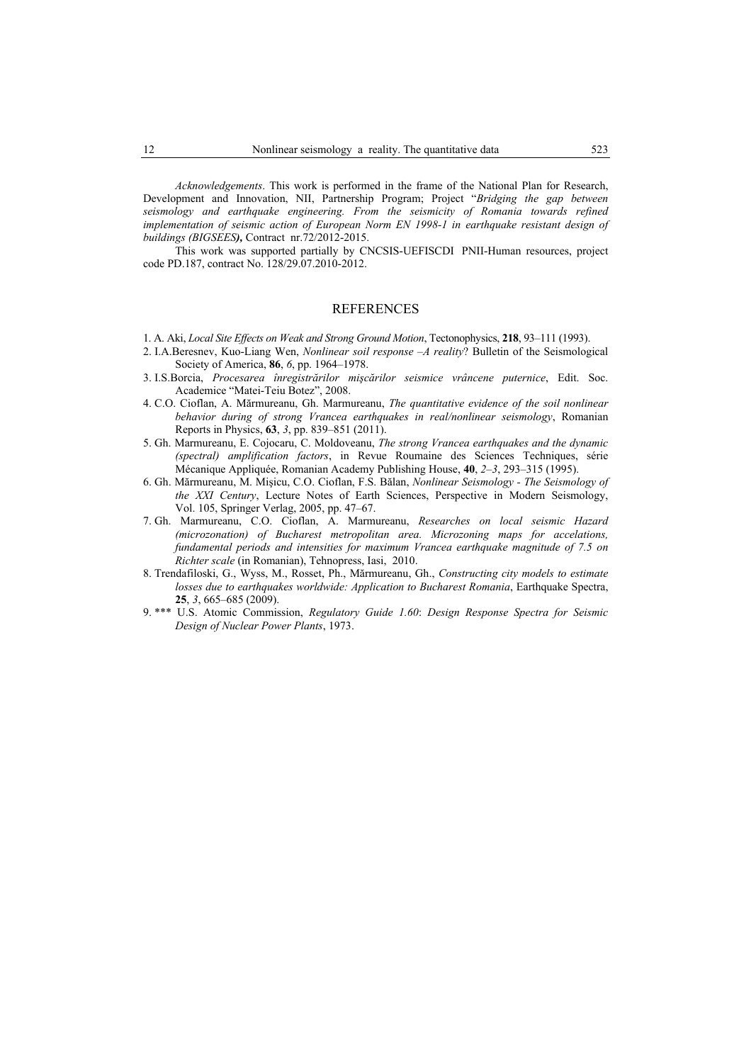*Acknowledgements*. This work is performed in the frame of the National Plan for Research, Development and Innovation, NII, Partnership Program; Project "*Bridging the gap between seismology and earthquake engineering. From the seismicity of Romania towards refined implementation of seismic action of European Norm EN 1998-1 in earthquake resistant design of buildings (BIGSEES)***,** Contract nr.72/2012-2015.

This work was supported partially by CNCSIS-UEFISCDI PNII-Human resources, project code PD.187, contract No. 128/29.07.2010-2012.

## REFERENCES

1. A. Aki, *Local Site Effects on Weak and Strong Ground Motion*, Tectonophysics, **218**, 93–111 (1993).
2. I.A.Beresnev, Kuo-Liang Wen, *Nonlinear soil response –A reality*? Bulletin of the Seismological Society of America, **86**, *6*, pp. 1964–1978.
3. I.S.Borcia, *Procesarea înregistrărilor mişcărilor seismice vrâncene puternice*, Edit. Soc. Academice "Matei-Teiu Botez", 2008.
4. C.O. Cioflan, A. Mărmureanu, Gh. Marmureanu, *The quantitative evidence of the soil nonlinear behavior during of strong Vrancea earthquakes in real/nonlinear seismology*, Romanian Reports in Physics, **63**, *3*, pp. 839–851 (2011).
5. Gh. Marmureanu, E. Cojocaru, C. Moldoveanu, *The strong Vrancea earthquakes and the dynamic (spectral) amplification factors*, in Revue Roumaine des Sciences Techniques, série Mécanique Appliquée, Romanian Academy Publishing House, **40**, *2–3*, 293–315 (1995).
6. Gh. Mărmureanu, M. Mişicu, C.O. Cioflan, F.S. Bălan, *Nonlinear Seismology - The Seismology of the XXI Century*, Lecture Notes of Earth Sciences, Perspective in Modern Seismology, Vol. 105, Springer Verlag, 2005, pp. 47–67.
7. Gh. Marmureanu, C.O. Cioflan, A. Marmureanu, *Researches on local seismic Hazard (microzonation) of Bucharest metropolitan area. Microzoning maps for accelations, fundamental periods and intensities for maximum Vrancea earthquake magnitude of 7.5 on Richter scale* (in Romanian), Tehnopress, Iasi, 2010.
8. Trendafiloski, G., Wyss, M., Rosset, Ph., Mărmureanu, Gh., *Constructing city models to estimate losses due to earthquakes worldwide: Application to Bucharest Romania*, Earthquake Spectra, **25**, *3*, 665–685 (2009).
9. \*\*\* U.S. Atomic Commission, *Regulatory Guide 1.60*: *Design Response Spectra for Seismic Design of Nuclear Power Plants*, 1973.